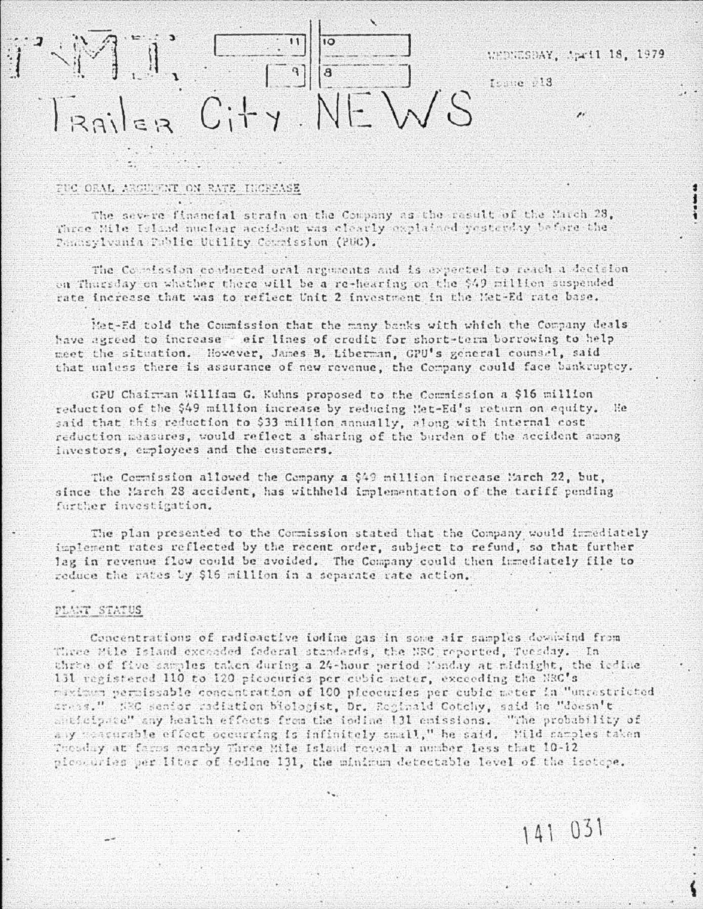# TMI Trailer City NEWS

WEDNESDAY, April 18, 1979

Issue #13

## PUC ORAL ARGUMENT ON RATE INCREASE

The severe financial strain on the Company as the result of the March 28, Three Mile Island nuclear accident was clearly explained yesterday before the Pennsylvania Public Utility Commission (PUC).

The Commission conducted oral arguments and is expected to reach a decision on Thursday on whether there will be a re-hearing on the $49 million suspended rate increase that was to reflect Unit 2 investment in the Met-Ed rate base.

Met-Ed told the Commission that the many banks with which the Company deals have agreed to increase their lines of credit for short-term borrowing to help meet the situation. However, James B. Liberman, GPU's general counsel, said that unless there is assurance of new revenue, the Company could face bankruptcy.

GPU Chairman William G. Kuhns proposed to the Commission a $16 million reduction of the $49 million increase by reducing Met-Ed's return on equity. He said that this reduction to $33 million annually, along with internal cost reduction measures, would reflect a sharing of the burden of the accident among investors, employees and the customers.

The Commission allowed the Company a $49 million increase March 22, but, since the March 28 accident, has withheld implementation of the tariff pending further investigation.

The plan presented to the Commission stated that the Company would immediately implement rates reflected by the recent order, subject to refund, so that further lag in revenue flow could be avoided. The Company could then immediately file to reduce the rates by $16 million in a separate rate action.

## PLANT STATUS

Concentrations of radioactive iodine gas in some air samples downwind from Three Mile Island exceeded federal standards, the NRC reported, Tuesday. In three of five samples taken during a 24-hour period Monday at midnight, the iodine 131 registered 110 to 120 picocuries per cubic meter, exceeding the NRC's maximum permissable concentration of 100 picocuries per cubic meter in "unrestricted areas." NRC senior radiation biologist, Dr. Reginald Cotchy, said he "doesn't anticipate" any health effects from the iodine 131 emissions. "The probability of any measurable effect occurring is infinitely small," he said. Milk samples taken Tuesday at farms nearby Three Mile Island reveal a number less that 10-12 picocuries per liter of iodine 131, the minimum detectable level of the isotope.

141 031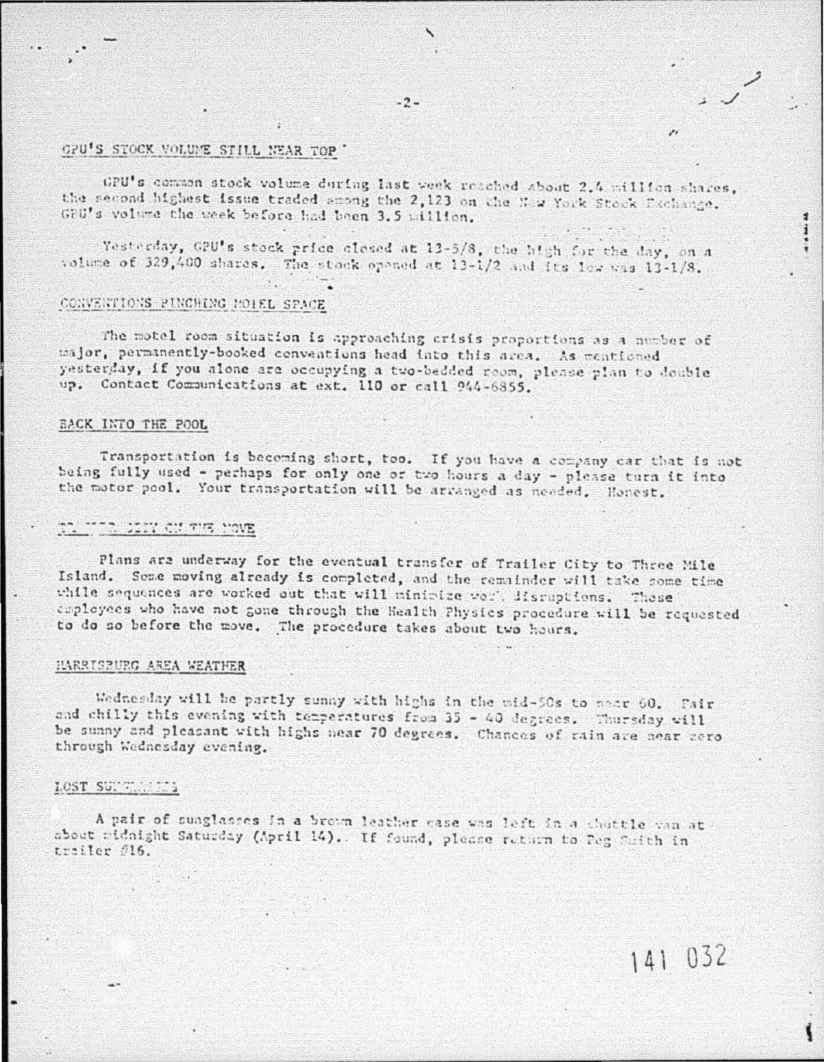## GPU'S STOCK VOLUME STILL NEAR TOP

GPU's common stock volume during last week reached about 2.4 million shares, the second highest issue traded among the 2,123 on the New York Stock Exchange. GPU's volume the week before had been 3.5 million.

Yesterday, GPU's stock price closed at 13-5/8, the high for the day, on a volume of 329,400 shares. The stock opened at 13-1/2 and its low was 13-1/8.

## CONVENTIONS PINCHING MOTEL SPACE

The motel room situation is approaching crisis proportions as a number of major, permanently-booked conventions head into this area. As mentioned yesterday, if you alone are occupying a two-bedded room, please plan to double up. Contact Communications at ext. 110 or call 944-6855.

## BACK INTO THE POOL

Transportation is becoming short, too. If you have a company car that is not being fully used - perhaps for only one or two hours a day - please turn it into the motor pool. Your transportation will be arranged as needed. Honest.

## TRAILER CITY ON THE MOVE

Plans are underway for the eventual transfer of Trailer City to Three Mile Island. Some moving already is completed, and the remainder will take some time while sequences are worked out that will minimize work disruptions. Those employees who have not gone through the Health Physics procedure will be requested to do so before the move. The procedure takes about two hours.

## HARRISBURG AREA WEATHER

Wednesday will be partly sunny with highs in the mid-50s to near 60. Fair and chilly this evening with temperatures from 35 - 40 degrees. Thursday will be sunny and pleasant with highs near 70 degrees. Chances of rain are near zero through Wednesday evening.

## LOST SUNGLASSES

A pair of sunglasses in a brown leather case was left in a shuttle van at about midnight Saturday (April 14). If found, please return to Peg Smith in trailer #16.

141 032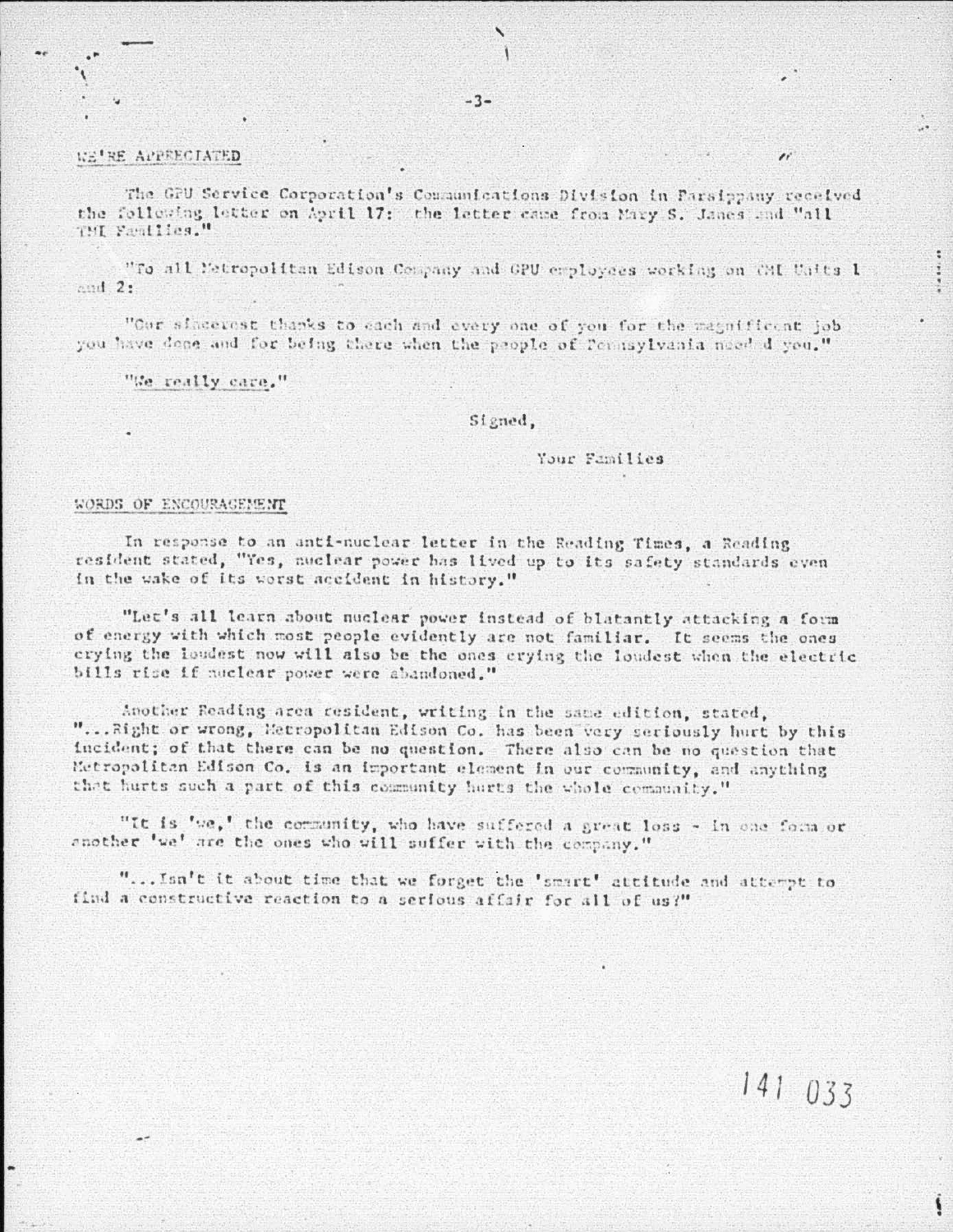## WE'RE APPRECIATED

The GPU Service Corporation's Communications Division in Parsippany received the following letter on April 17: the letter came from Mary S. Janes and "all TMI Families."

"To all Metropolitan Edison Company and GPU employees working on TMI Units 1 and 2:

"Our sincerest thanks to each and every one of you for the magnificent job you have done and for being there when the people of Pennsylvania needed you."

"We really care."

Signed,

Your Families

## WORDS OF ENCOURAGEMENT

In response to an anti-nuclear letter in the Reading Times, a Reading resident stated, "Yes, nuclear power has lived up to its safety standards even in the wake of its worst accident in history."

"Let's all learn about nuclear power instead of blatantly attacking a form of energy with which most people evidently are not familiar. It seems the ones crying the loudest now will also be the ones crying the loudest when the electric bills rise if nuclear power were abandoned."

Another Reading area resident, writing in the same edition, stated, "...Right or wrong, Metropolitan Edison Co. has been very seriously hurt by this incident; of that there can be no question. There also can be no question that Metropolitan Edison Co. is an important element in our community, and anything that hurts such a part of this community hurts the whole community."

"It is 'we,' the community, who have suffered a great loss - in one form or another 'we' are the ones who will suffer with the company."

"...Isn't it about time that we forget the 'smart' attitude and attempt to find a constructive reaction to a serious affair for all of us?"

141 033